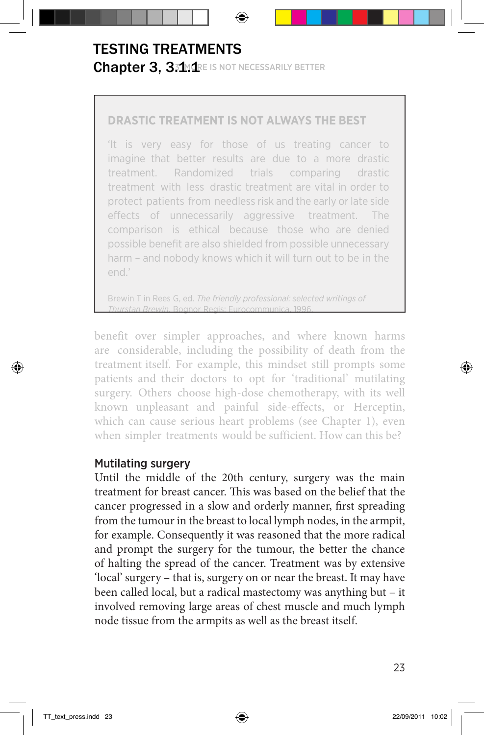# TESTING TREATMENTS

## Chapter 3, 3.1.1

### DRASTIC TREATMENT IS NOT ALWAYS THE BEST

'It is very easy for those of us treating cancer to imagine that better results are due to a more drastic treatment. Randomized trials comparing drastic treatment with less drastic treatment are vital in order to protect patients from needless risk and the early or late side effects of unnecessarily aggressive treatment. The comparison is ethical because those who are denied possible benefit are also shielded from possible unnecessary harm – and nobody knows which it will turn out to be in the end.'

Brewin T in Rees G, ed. *The friendly professional: selected writings of Thurstan Brewin*. Bognor Regis: Eurocommunica, 1996.

benefit over simpler approaches, and where known harms are considerable, including the possibility of death from the treatment itself. For example, this mindset still prompts some patients and their doctors to opt for 'traditional' mutilating surgery. Others choose high-dose chemotherapy, with its well known unpleasant and painful side-effects, or Herceptin, which can cause serious heart problems (see Chapter 1), even when simpler treatments would be sufficient. How can this be?

### Mutilating surgery

Until the middle of the 20th century, surgery was the main treatment for breast cancer. This was based on the belief that the cancer progressed in a slow and orderly manner, first spreading from the tumour in the breast to local lymph nodes, in the armpit, for example. Consequently it was reasoned that the more radical and prompt the surgery for the tumour, the better the chance of halting the spread of the cancer. Treatment was by extensive 'local' surgery – that is, surgery on or near the breast. It may have been called local, but a radical mastectomy was anything but – it involved removing large areas of chest muscle and much lymph node tissue from the armpits as well as the breast itself.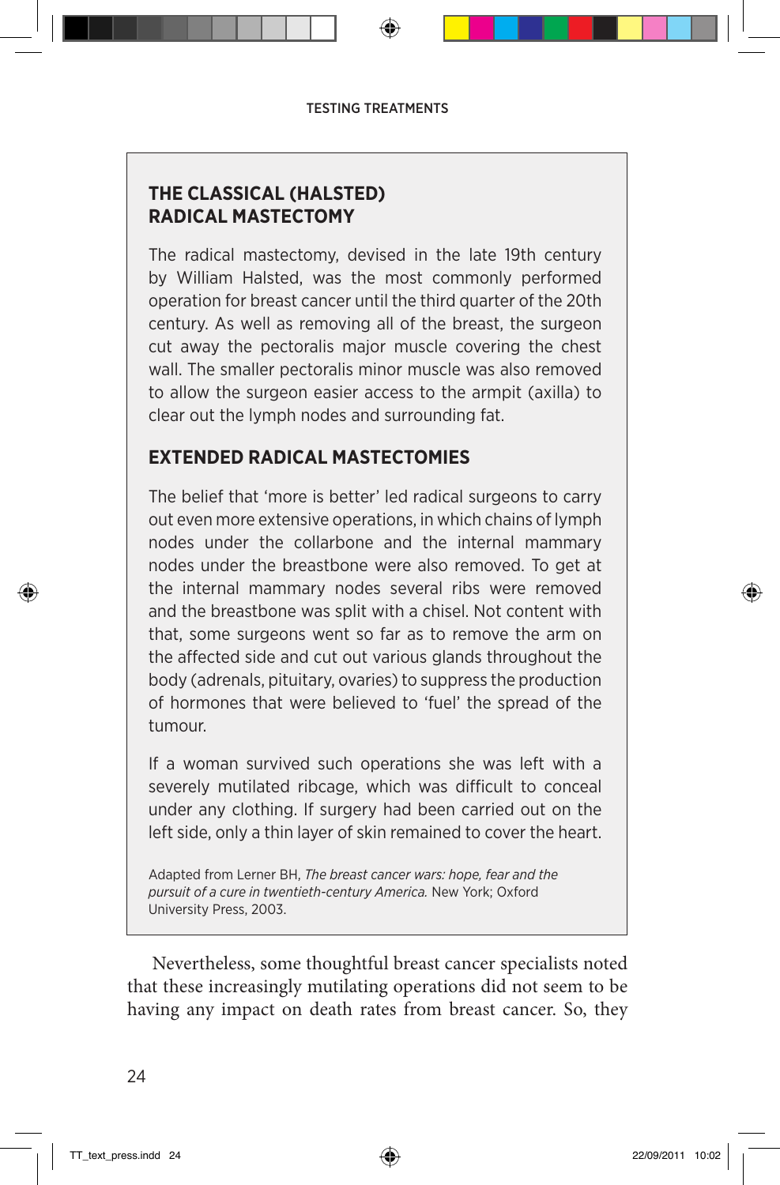## THE CLASSICAL (HALSTED) RADICAL MASTECTOMY

The radical mastectomy, devised in the late 19th century by William Halsted, was the most commonly performed operation for breast cancer until the third quarter of the 20th century. As well as removing all of the breast, the surgeon cut away the pectoralis major muscle covering the chest wall. The smaller pectoralis minor muscle was also removed to allow the surgeon easier access to the armpit (axilla) to clear out the lymph nodes and surrounding fat.

## EXTENDED RADICAL MASTECTOMIES

The belief that 'more is better' led radical surgeons to carry out even more extensive operations, in which chains of lymph nodes under the collarbone and the internal mammary nodes under the breastbone were also removed. To get at the internal mammary nodes several ribs were removed and the breastbone was split with a chisel. Not content with that, some surgeons went so far as to remove the arm on the affected side and cut out various glands throughout the body (adrenals, pituitary, ovaries) to suppress the production of hormones that were believed to 'fuel' the spread of the tumour.

If a woman survived such operations she was left with a severely mutilated ribcage, which was difficult to conceal under any clothing. If surgery had been carried out on the left side, only a thin layer of skin remained to cover the heart.

Adapted from Lerner BH, *The breast cancer wars: hope, fear and the pursuit of a cure in twentieth-century America.* New York; Oxford University Press, 2003.

Nevertheless, some thoughtful breast cancer specialists noted that these increasingly mutilating operations did not seem to be having any impact on death rates from breast cancer. So, they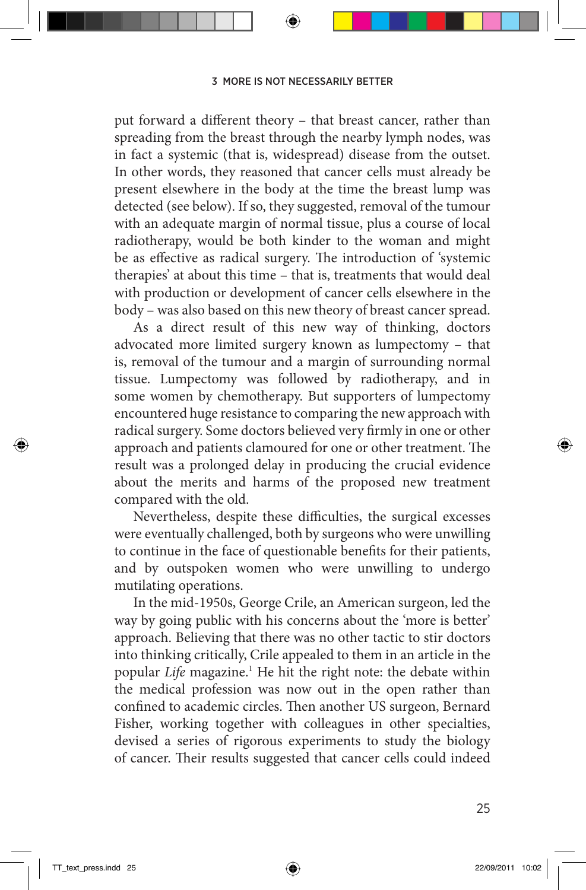put forward a different theory – that breast cancer, rather than spreading from the breast through the nearby lymph nodes, was in fact a systemic (that is, widespread) disease from the outset. In other words, they reasoned that cancer cells must already be present elsewhere in the body at the time the breast lump was detected (see below). If so, they suggested, removal of the tumour with an adequate margin of normal tissue, plus a course of local radiotherapy, would be both kinder to the woman and might be as effective as radical surgery. The introduction of 'systemic therapies' at about this time – that is, treatments that would deal with production or development of cancer cells elsewhere in the body – was also based on this new theory of breast cancer spread.

As a direct result of this new way of thinking, doctors advocated more limited surgery known as lumpectomy – that is, removal of the tumour and a margin of surrounding normal tissue. Lumpectomy was followed by radiotherapy, and in some women by chemotherapy. But supporters of lumpectomy encountered huge resistance to comparing the new approach with radical surgery. Some doctors believed very firmly in one or other approach and patients clamoured for one or other treatment. The result was a prolonged delay in producing the crucial evidence about the merits and harms of the proposed new treatment compared with the old.

Nevertheless, despite these difficulties, the surgical excesses were eventually challenged, both by surgeons who were unwilling to continue in the face of questionable benefits for their patients, and by outspoken women who were unwilling to undergo mutilating operations.

In the mid-1950s, George Crile, an American surgeon, led the way by going public with his concerns about the 'more is better' approach. Believing that there was no other tactic to stir doctors into thinking critically, Crile appealed to them in an article in the popular *Life* magazine.[1] He hit the right note: the debate within the medical profession was now out in the open rather than confined to academic circles. Then another US surgeon, Bernard Fisher, working together with colleagues in other specialties, devised a series of rigorous experiments to study the biology of cancer. Their results suggested that cancer cells could indeed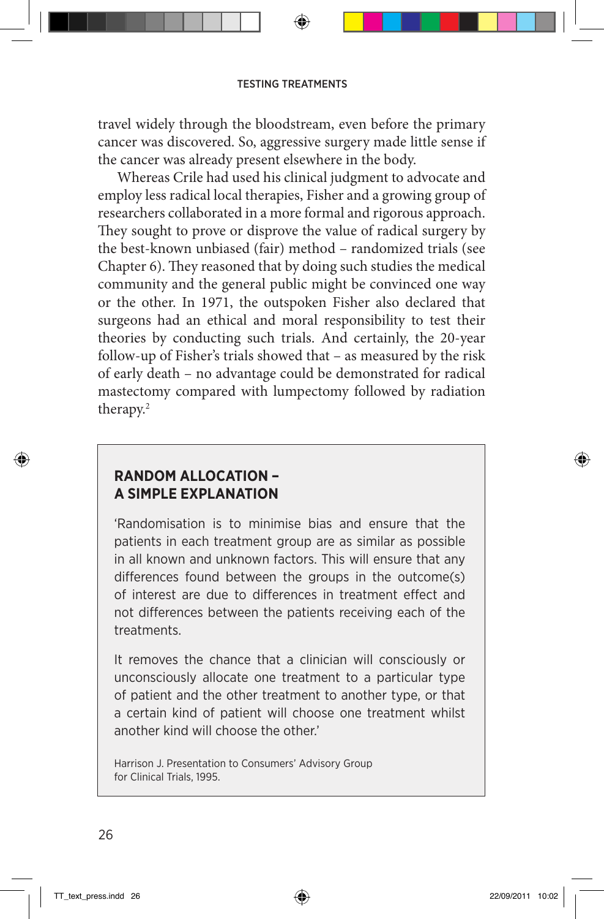travel widely through the bloodstream, even before the primary cancer was discovered. So, aggressive surgery made little sense if the cancer was already present elsewhere in the body.

Whereas Crile had used his clinical judgment to advocate and employ less radical local therapies, Fisher and a growing group of researchers collaborated in a more formal and rigorous approach. They sought to prove or disprove the value of radical surgery by the best-known unbiased (fair) method – randomized trials (see Chapter 6). They reasoned that by doing such studies the medical community and the general public might be convinced one way or the other. In 1971, the outspoken Fisher also declared that surgeons had an ethical and moral responsibility to test their theories by conducting such trials. And certainly, the 20-year follow-up of Fisher's trials showed that – as measured by the risk of early death – no advantage could be demonstrated for radical mastectomy compared with lumpectomy followed by radiation therapy.[2]

## RANDOM ALLOCATION – A SIMPLE EXPLANATION

'Randomisation is to minimise bias and ensure that the patients in each treatment group are as similar as possible in all known and unknown factors. This will ensure that any differences found between the groups in the outcome(s) of interest are due to differences in treatment effect and not differences between the patients receiving each of the treatments.

It removes the chance that a clinician will consciously or unconsciously allocate one treatment to a particular type of patient and the other treatment to another type, or that a certain kind of patient will choose one treatment whilst another kind will choose the other.'

Harrison J. Presentation to Consumers' Advisory Group for Clinical Trials, 1995.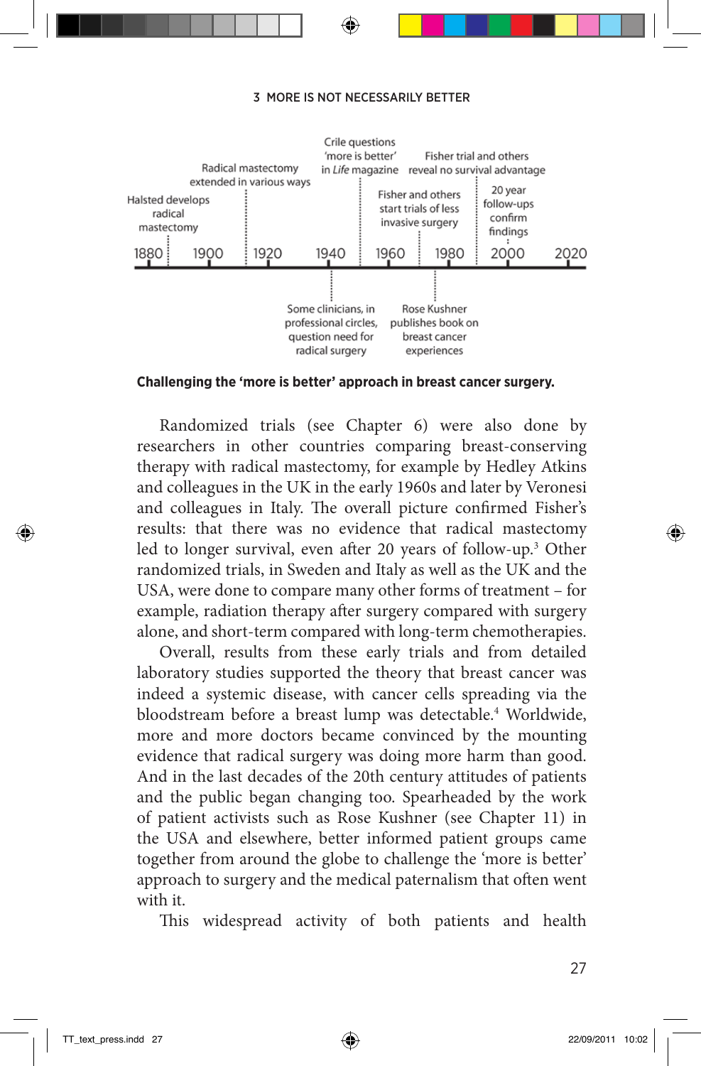- 1880 – Halsted develops radical mastectomy
- 1900–1920 – Radical mastectomy extended in various ways
- 1940s – Some clinicians, in professional circles, question need for radical surgery
- 1950s – Crile questions 'more is better' in *Life* magazine
- 1960s–1970s – Fisher and others start trials of less invasive surgery
- 1970s – Rose Kushner publishes book on breast cancer experiences
- 1980s – Fisher trial and others reveal no survival advantage
- 2000 – 20 year follow-ups confirm findings

**Challenging the 'more is better' approach in breast cancer surgery.**

Randomized trials (see Chapter 6) were also done by researchers in other countries comparing breast-conserving therapy with radical mastectomy, for example by Hedley Atkins and colleagues in the UK in the early 1960s and later by Veronesi and colleagues in Italy. The overall picture confirmed Fisher's results: that there was no evidence that radical mastectomy led to longer survival, even after 20 years of follow-up.[3] Other randomized trials, in Sweden and Italy as well as the UK and the USA, were done to compare many other forms of treatment – for example, radiation therapy after surgery compared with surgery alone, and short-term compared with long-term chemotherapies.

Overall, results from these early trials and from detailed laboratory studies supported the theory that breast cancer was indeed a systemic disease, with cancer cells spreading via the bloodstream before a breast lump was detectable.[4] Worldwide, more and more doctors became convinced by the mounting evidence that radical surgery was doing more harm than good. And in the last decades of the 20th century attitudes of patients and the public began changing too. Spearheaded by the work of patient activists such as Rose Kushner (see Chapter 11) in the USA and elsewhere, better informed patient groups came together from around the globe to challenge the 'more is better' approach to surgery and the medical paternalism that often went with it.

This widespread activity of both patients and health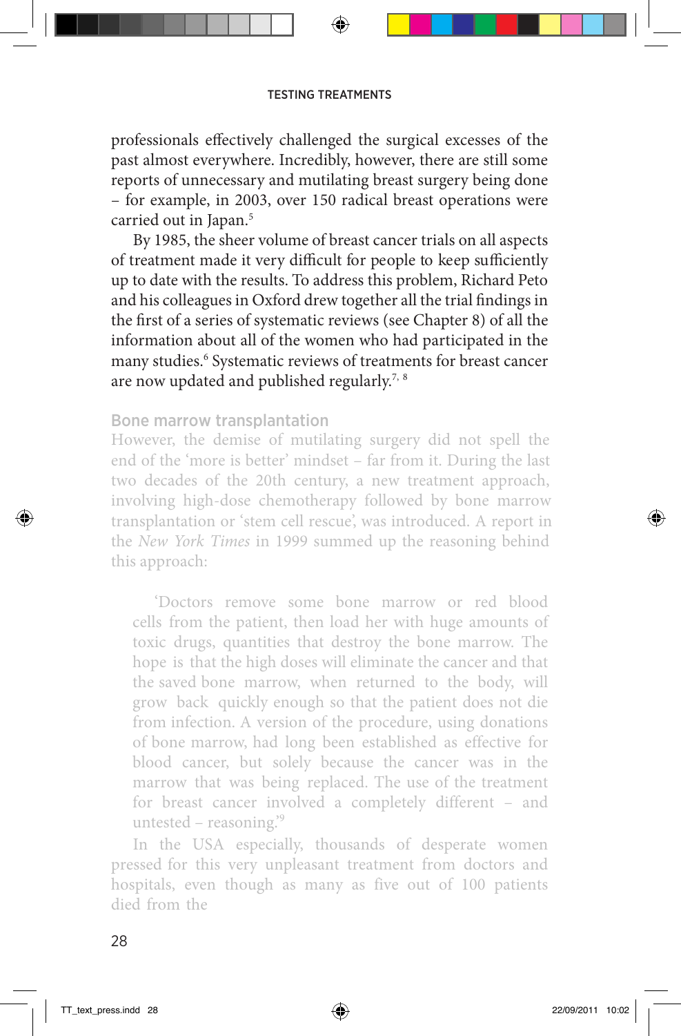professionals effectively challenged the surgical excesses of the past almost everywhere. Incredibly, however, there are still some reports of unnecessary and mutilating breast surgery being done – for example, in 2003, over 150 radical breast operations were carried out in Japan.[5]

By 1985, the sheer volume of breast cancer trials on all aspects of treatment made it very difficult for people to keep sufficiently up to date with the results. To address this problem, Richard Peto and his colleagues in Oxford drew together all the trial findings in the first of a series of systematic reviews (see Chapter 8) of all the information about all of the women who had participated in the many studies.[6] Systematic reviews of treatments for breast cancer are now updated and published regularly.[7, 8]

## Bone marrow transplantation

However, the demise of mutilating surgery did not spell the end of the 'more is better' mindset – far from it. During the last two decades of the 20th century, a new treatment approach, involving high-dose chemotherapy followed by bone marrow transplantation or 'stem cell rescue', was introduced. A report in the *New York Times* in 1999 summed up the reasoning behind this approach:

> 'Doctors remove some bone marrow or red blood cells from the patient, then load her with huge amounts of toxic drugs, quantities that destroy the bone marrow. The hope is that the high doses will eliminate the cancer and that the saved bone marrow, when returned to the body, will grow back quickly enough so that the patient does not die from infection. A version of the procedure, using donations of bone marrow, had long been established as effective for blood cancer, but solely because the cancer was in the marrow that was being replaced. The use of the treatment for breast cancer involved a completely different – and untested – reasoning.'[9]

In the USA especially, thousands of desperate women pressed for this very unpleasant treatment from doctors and hospitals, even though as many as five out of 100 patients died from the